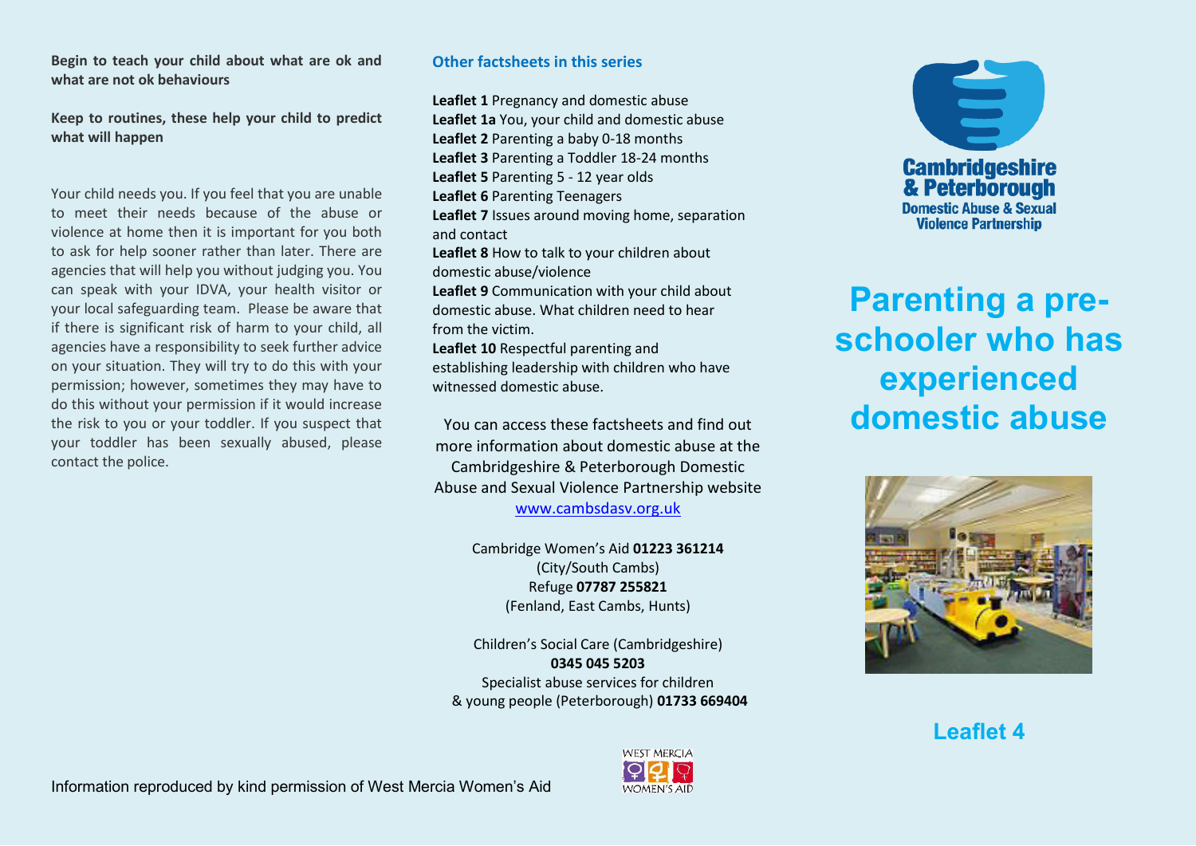**Begin to teach your child about what are ok and what are not ok behaviours**

**Keep to routines, these help your child to predict what will happen**

Your child needs you. If you feel that you are unable to meet their needs because of the abuse or violence at home then it is important for you both to ask for help sooner rather than later. There are agencies that will help you without judging you. You can speak with your IDVA, your health visitor or your local safeguarding team. Please be aware that if there is significant risk of harm to your child, all agencies have a responsibility to seek further advice on your situation. They will try to do this with your permission; however, sometimes they may have to do this without your permission if it would increase the risk to you or your toddler. If you suspect that your toddler has been sexually abused, please contact the police.

## Other factsheets in this series

**Leaflet 1** Pregnancy and domestic abuse
**Leaflet 1a** You, your child and domestic abuse
**Leaflet 2** Parenting a baby 0-18 months
**Leaflet 3** Parenting a Toddler 18-24 months
**Leaflet 5** Parenting 5 - 12 year olds
**Leaflet 6** Parenting Teenagers
**Leaflet 7** Issues around moving home, separation and contact
**Leaflet 8** How to talk to your children about domestic abuse/violence
**Leaflet 9** Communication with your child about domestic abuse. What children need to hear from the victim.
**Leaflet 10** Respectful parenting and establishing leadership with children who have witnessed domestic abuse.

You can access these factsheets and find out more information about domestic abuse at the Cambridgeshire & Peterborough Domestic Abuse and Sexual Violence Partnership website www.cambsdasv.org.uk

Cambridge Women's Aid **01223 361214**
(City/South Cambs)
Refuge **07787 255821**
(Fenland, East Cambs, Hunts)

Children's Social Care (Cambridgeshire)
**0345 045 5203**
Specialist abuse services for children & young people (Peterborough) **01733 669404**

Information reproduced by kind permission of West Mercia Women's Aid

WEST MERCIA WOMEN'S AID

Cambridgeshire & Peterborough Domestic Abuse & Sexual Violence Partnership

# Parenting a pre-schooler who has experienced domestic abuse

## Leaflet 4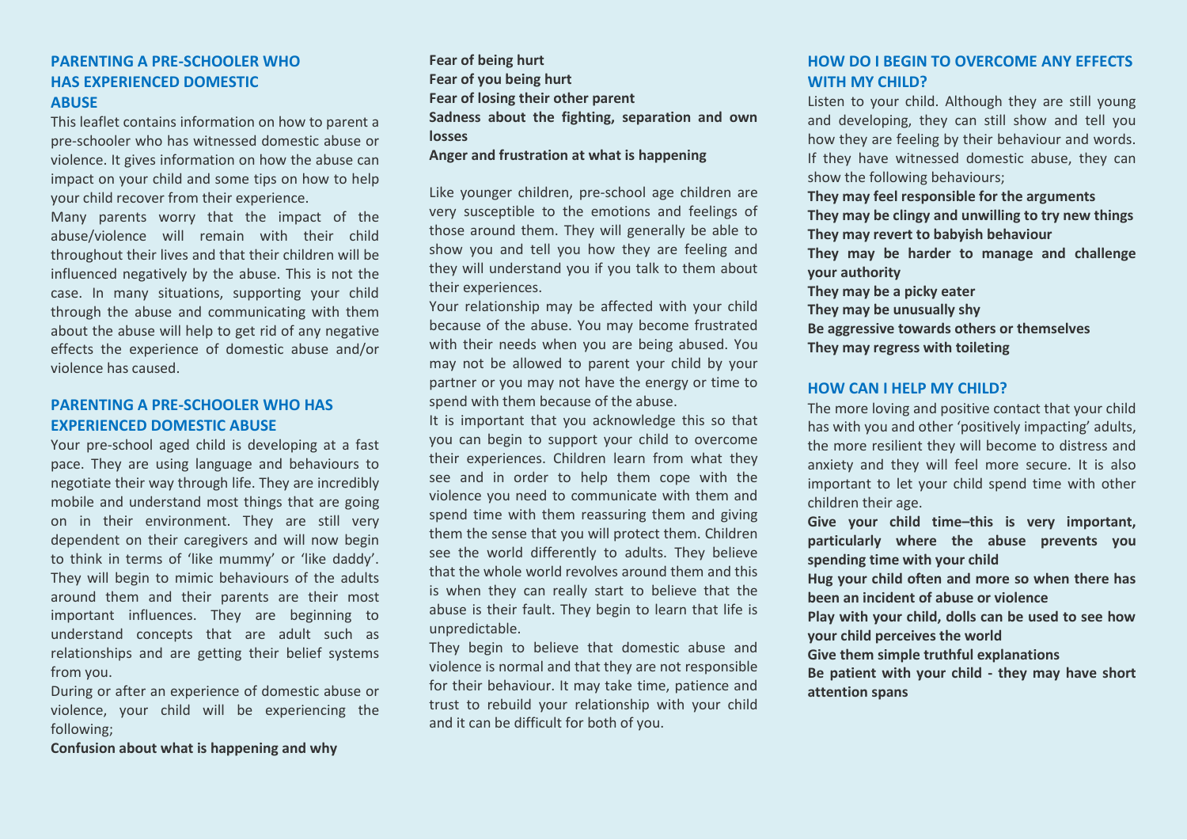## PARENTING A PRE-SCHOOLER WHO HAS EXPERIENCED DOMESTIC ABUSE

This leaflet contains information on how to parent a pre-schooler who has witnessed domestic abuse or violence. It gives information on how the abuse can impact on your child and some tips on how to help your child recover from their experience.

Many parents worry that the impact of the abuse/violence will remain with their child throughout their lives and that their children will be influenced negatively by the abuse. This is not the case. In many situations, supporting your child through the abuse and communicating with them about the abuse will help to get rid of any negative effects the experience of domestic abuse and/or violence has caused.

## PARENTING A PRE-SCHOOLER WHO HAS EXPERIENCED DOMESTIC ABUSE

Your pre-school aged child is developing at a fast pace. They are using language and behaviours to negotiate their way through life. They are incredibly mobile and understand most things that are going on in their environment. They are still very dependent on their caregivers and will now begin to think in terms of 'like mummy' or 'like daddy'. They will begin to mimic behaviours of the adults around them and their parents are their most important influences. They are beginning to understand concepts that are adult such as relationships and are getting their belief systems from you.

During or after an experience of domestic abuse or violence, your child will be experiencing the following;

**Confusion about what is happening and why**
**Fear of being hurt**
**Fear of you being hurt**
**Fear of losing their other parent**
**Sadness about the fighting, separation and own losses**
**Anger and frustration at what is happening**

Like younger children, pre-school age children are very susceptible to the emotions and feelings of those around them. They will generally be able to show you and tell you how they are feeling and they will understand you if you talk to them about their experiences.

Your relationship may be affected with your child because of the abuse. You may become frustrated with their needs when you are being abused. You may not be allowed to parent your child by your partner or you may not have the energy or time to spend with them because of the abuse.

It is important that you acknowledge this so that you can begin to support your child to overcome their experiences. Children learn from what they see and in order to help them cope with the violence you need to communicate with them and spend time with them reassuring them and giving them the sense that you will protect them. Children see the world differently to adults. They believe that the whole world revolves around them and this is when they can really start to believe that the abuse is their fault. They begin to learn that life is unpredictable.

They begin to believe that domestic abuse and violence is normal and that they are not responsible for their behaviour. It may take time, patience and trust to rebuild your relationship with your child and it can be difficult for both of you.

## HOW DO I BEGIN TO OVERCOME ANY EFFECTS WITH MY CHILD?

Listen to your child. Although they are still young and developing, they can still show and tell you how they are feeling by their behaviour and words. If they have witnessed domestic abuse, they can show the following behaviours;

**They may feel responsible for the arguments**
**They may be clingy and unwilling to try new things**
**They may revert to babyish behaviour**
**They may be harder to manage and challenge your authority**
**They may be a picky eater**
**They may be unusually shy**
**Be aggressive towards others or themselves**
**They may regress with toileting**

## HOW CAN I HELP MY CHILD?

The more loving and positive contact that your child has with you and other 'positively impacting' adults, the more resilient they will become to distress and anxiety and they will feel more secure. It is also important to let your child spend time with other children their age.

**Give your child time–this is very important, particularly where the abuse prevents you spending time with your child**
**Hug your child often and more so when there has been an incident of abuse or violence**
**Play with your child, dolls can be used to see how your child perceives the world**
**Give them simple truthful explanations**
**Be patient with your child - they may have short attention spans**